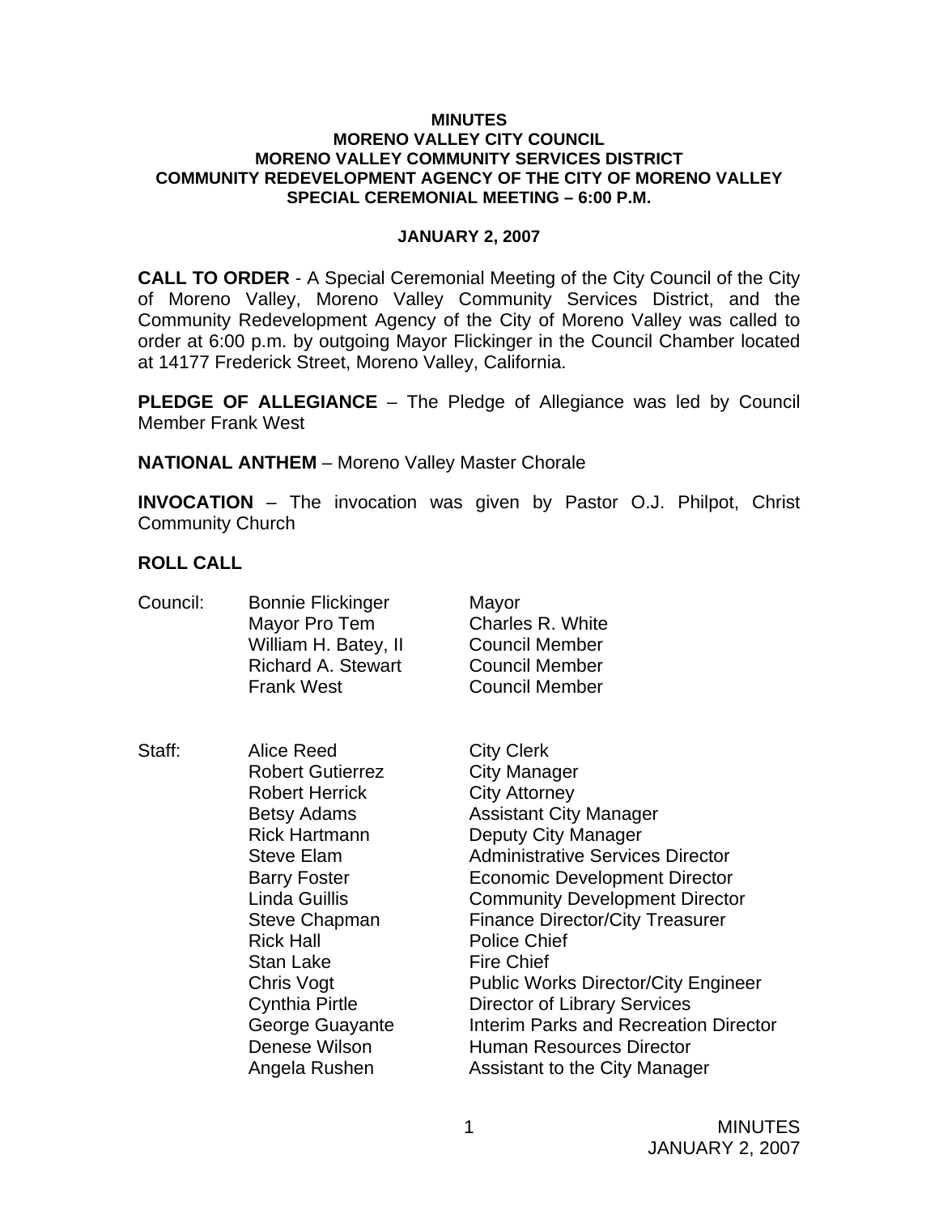**MINUTES**
**MORENO VALLEY CITY COUNCIL**
**MORENO VALLEY COMMUNITY SERVICES DISTRICT**
**COMMUNITY REDEVELOPMENT AGENCY OF THE CITY OF MORENO VALLEY**
**SPECIAL CEREMONIAL MEETING – 6:00 P.M.**

**JANUARY 2, 2007**

**CALL TO ORDER** - A Special Ceremonial Meeting of the City Council of the City of Moreno Valley, Moreno Valley Community Services District, and the Community Redevelopment Agency of the City of Moreno Valley was called to order at 6:00 p.m. by outgoing Mayor Flickinger in the Council Chamber located at 14177 Frederick Street, Moreno Valley, California.

**PLEDGE OF ALLEGIANCE** – The Pledge of Allegiance was led by Council Member Frank West

**NATIONAL ANTHEM** – Moreno Valley Master Chorale

**INVOCATION** – The invocation was given by Pastor O.J. Philpot, Christ Community Church

**ROLL CALL**

| | | |
|---|---|---|
| Council: | Bonnie Flickinger | Mayor |
| | Mayor Pro Tem | Charles R. White |
| | William H. Batey, II | Council Member |
| | Richard A. Stewart | Council Member |
| | Frank West | Council Member |
| | | |
| Staff: | Alice Reed | City Clerk |
| | Robert Gutierrez | City Manager |
| | Robert Herrick | City Attorney |
| | Betsy Adams | Assistant City Manager |
| | Rick Hartmann | Deputy City Manager |
| | Steve Elam | Administrative Services Director |
| | Barry Foster | Economic Development Director |
| | Linda Guillis | Community Development Director |
| | Steve Chapman | Finance Director/City Treasurer |
| | Rick Hall | Police Chief |
| | Stan Lake | Fire Chief |
| | Chris Vogt | Public Works Director/City Engineer |
| | Cynthia Pirtle | Director of Library Services |
| | George Guayante | Interim Parks and Recreation Director |
| | Denese Wilson | Human Resources Director |
| | Angela Rushen | Assistant to the City Manager |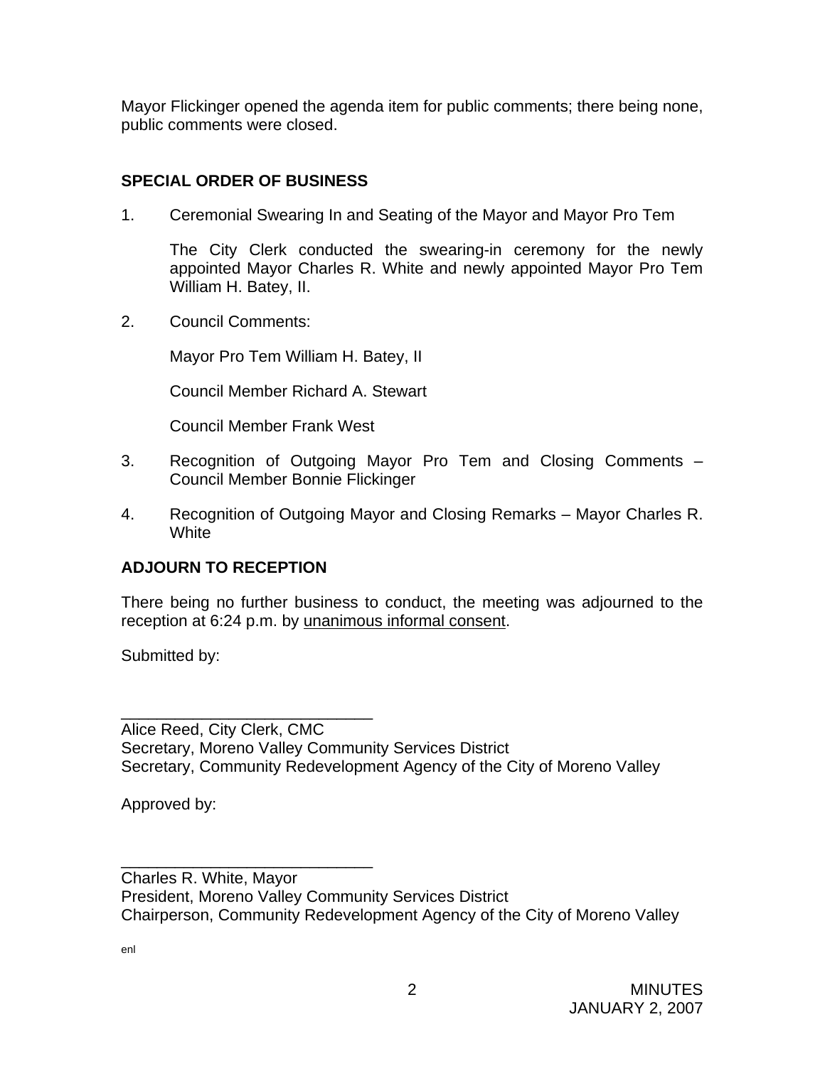Mayor Flickinger opened the agenda item for public comments; there being none, public comments were closed.

## SPECIAL ORDER OF BUSINESS

1. Ceremonial Swearing In and Seating of the Mayor and Mayor Pro Tem

   The City Clerk conducted the swearing-in ceremony for the newly appointed Mayor Charles R. White and newly appointed Mayor Pro Tem William H. Batey, II.

2. Council Comments:

   Mayor Pro Tem William H. Batey, II

   Council Member Richard A. Stewart

   Council Member Frank West

3. Recognition of Outgoing Mayor Pro Tem and Closing Comments – Council Member Bonnie Flickinger

4. Recognition of Outgoing Mayor and Closing Remarks – Mayor Charles R. White

## ADJOURN TO RECEPTION

There being no further business to conduct, the meeting was adjourned to the reception at 6:24 p.m. by unanimous informal consent.

Submitted by:

\_\_\_\_\_\_\_\_\_\_\_\_\_\_\_\_\_\_\_\_\_\_\_\_\_\_\_\_\_\_
Alice Reed, City Clerk, CMC
Secretary, Moreno Valley Community Services District
Secretary, Community Redevelopment Agency of the City of Moreno Valley

Approved by:

\_\_\_\_\_\_\_\_\_\_\_\_\_\_\_\_\_\_\_\_\_\_\_\_\_\_\_\_\_\_
Charles R. White, Mayor
President, Moreno Valley Community Services District
Chairperson, Community Redevelopment Agency of the City of Moreno Valley

enl